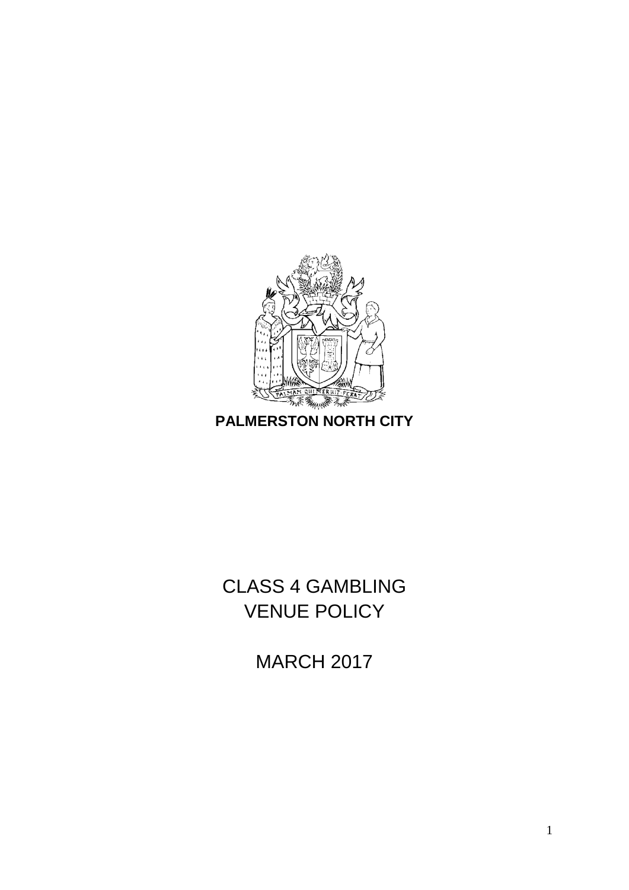**PALMERSTON NORTH CITY**

# CLASS 4 GAMBLING VENUE POLICY

MARCH 2017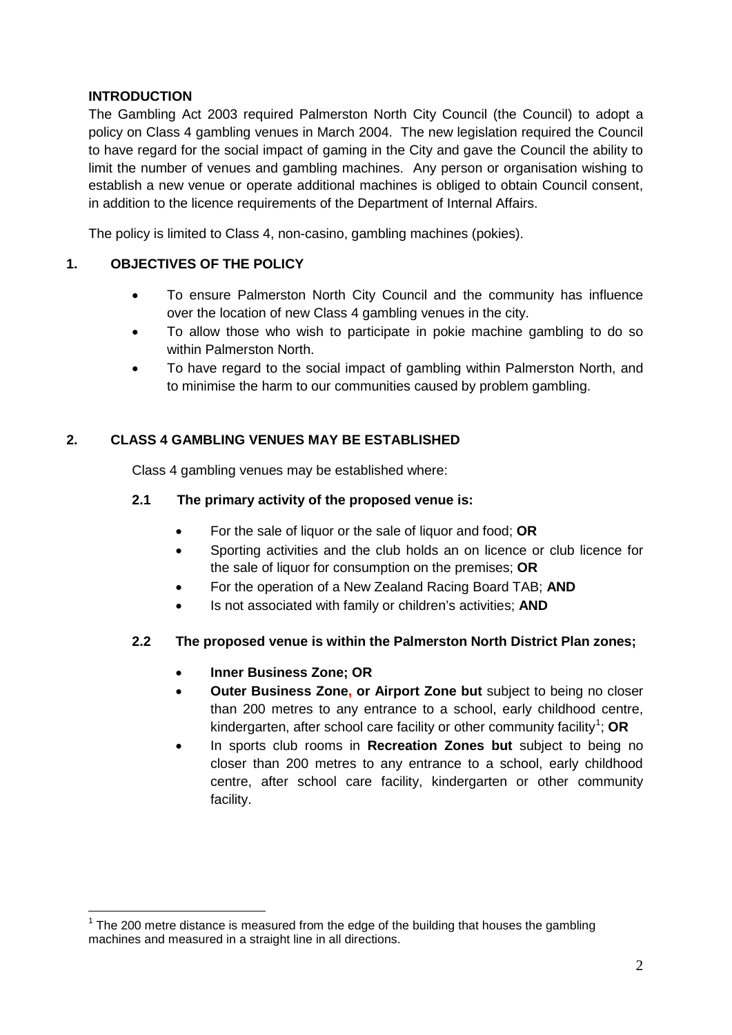**INTRODUCTION**

The Gambling Act 2003 required Palmerston North City Council (the Council) to adopt a policy on Class 4 gambling venues in March 2004. The new legislation required the Council to have regard for the social impact of gaming in the City and gave the Council the ability to limit the number of venues and gambling machines. Any person or organisation wishing to establish a new venue or operate additional machines is obliged to obtain Council consent, in addition to the licence requirements of the Department of Internal Affairs.

The policy is limited to Class 4, non-casino, gambling machines (pokies).

## 1. OBJECTIVES OF THE POLICY

- To ensure Palmerston North City Council and the community has influence over the location of new Class 4 gambling venues in the city.
- To allow those who wish to participate in pokie machine gambling to do so within Palmerston North.
- To have regard to the social impact of gambling within Palmerston North, and to minimise the harm to our communities caused by problem gambling.

## 2. CLASS 4 GAMBLING VENUES MAY BE ESTABLISHED

Class 4 gambling venues may be established where:

### 2.1 The primary activity of the proposed venue is:

- For the sale of liquor or the sale of liquor and food; **OR**
- Sporting activities and the club holds an on licence or club licence for the sale of liquor for consumption on the premises; **OR**
- For the operation of a New Zealand Racing Board TAB; **AND**
- Is not associated with family or children's activities; **AND**

### 2.2 The proposed venue is within the Palmerston North District Plan zones;

- **Inner Business Zone; OR**
- **Outer Business Zone, or Airport Zone but** subject to being no closer than 200 metres to any entrance to a school, early childhood centre, kindergarten, after school care facility or other community facility[1]; **OR**
- In sports club rooms in **Recreation Zones but** subject to being no closer than 200 metres to any entrance to a school, early childhood centre, after school care facility, kindergarten or other community facility.

[1] The 200 metre distance is measured from the edge of the building that houses the gambling machines and measured in a straight line in all directions.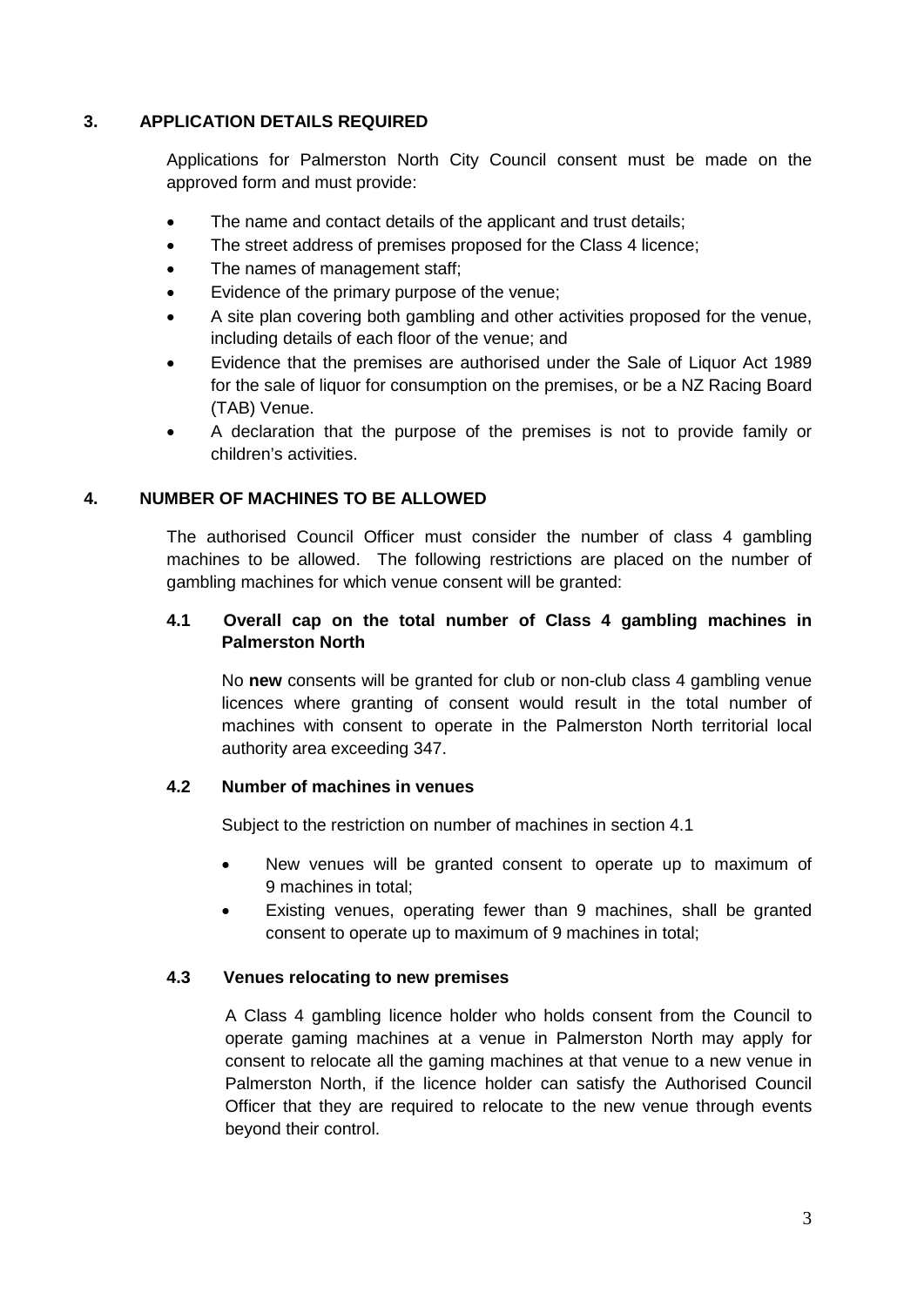## 3. APPLICATION DETAILS REQUIRED

Applications for Palmerston North City Council consent must be made on the approved form and must provide:

- The name and contact details of the applicant and trust details;
- The street address of premises proposed for the Class 4 licence;
- The names of management staff;
- Evidence of the primary purpose of the venue;
- A site plan covering both gambling and other activities proposed for the venue, including details of each floor of the venue; and
- Evidence that the premises are authorised under the Sale of Liquor Act 1989 for the sale of liquor for consumption on the premises, or be a NZ Racing Board (TAB) Venue.
- A declaration that the purpose of the premises is not to provide family or children's activities.

## 4. NUMBER OF MACHINES TO BE ALLOWED

The authorised Council Officer must consider the number of class 4 gambling machines to be allowed. The following restrictions are placed on the number of gambling machines for which venue consent will be granted:

### 4.1 Overall cap on the total number of Class 4 gambling machines in Palmerston North

No **new** consents will be granted for club or non-club class 4 gambling venue licences where granting of consent would result in the total number of machines with consent to operate in the Palmerston North territorial local authority area exceeding 347.

### 4.2 Number of machines in venues

Subject to the restriction on number of machines in section 4.1

- New venues will be granted consent to operate up to maximum of 9 machines in total;
- Existing venues, operating fewer than 9 machines, shall be granted consent to operate up to maximum of 9 machines in total;

### 4.3 Venues relocating to new premises

A Class 4 gambling licence holder who holds consent from the Council to operate gaming machines at a venue in Palmerston North may apply for consent to relocate all the gaming machines at that venue to a new venue in Palmerston North, if the licence holder can satisfy the Authorised Council Officer that they are required to relocate to the new venue through events beyond their control.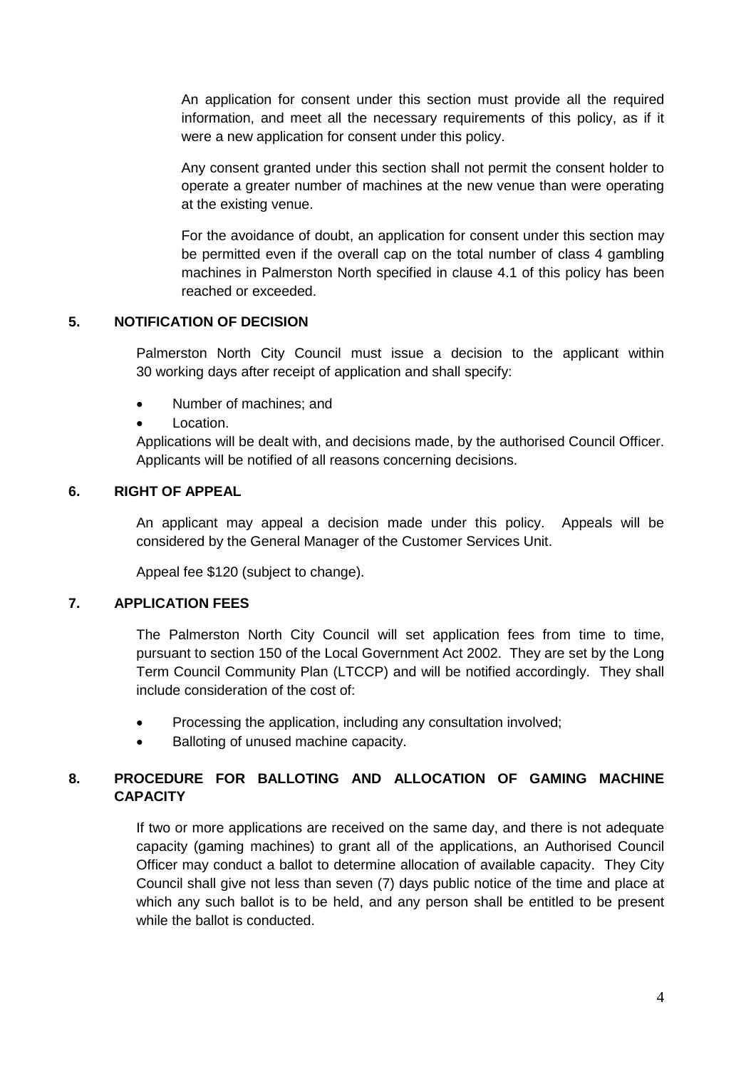An application for consent under this section must provide all the required information, and meet all the necessary requirements of this policy, as if it were a new application for consent under this policy.

Any consent granted under this section shall not permit the consent holder to operate a greater number of machines at the new venue than were operating at the existing venue.

For the avoidance of doubt, an application for consent under this section may be permitted even if the overall cap on the total number of class 4 gambling machines in Palmerston North specified in clause 4.1 of this policy has been reached or exceeded.

## 5. NOTIFICATION OF DECISION

Palmerston North City Council must issue a decision to the applicant within 30 working days after receipt of application and shall specify:

- Number of machines; and
- Location.

Applications will be dealt with, and decisions made, by the authorised Council Officer. Applicants will be notified of all reasons concerning decisions.

## 6. RIGHT OF APPEAL

An applicant may appeal a decision made under this policy. Appeals will be considered by the General Manager of the Customer Services Unit.

Appeal fee $120 (subject to change).

## 7. APPLICATION FEES

The Palmerston North City Council will set application fees from time to time, pursuant to section 150 of the Local Government Act 2002. They are set by the Long Term Council Community Plan (LTCCP) and will be notified accordingly. They shall include consideration of the cost of:

- Processing the application, including any consultation involved;
- Balloting of unused machine capacity.

## 8. PROCEDURE FOR BALLOTING AND ALLOCATION OF GAMING MACHINE CAPACITY

If two or more applications are received on the same day, and there is not adequate capacity (gaming machines) to grant all of the applications, an Authorised Council Officer may conduct a ballot to determine allocation of available capacity. They City Council shall give not less than seven (7) days public notice of the time and place at which any such ballot is to be held, and any person shall be entitled to be present while the ballot is conducted.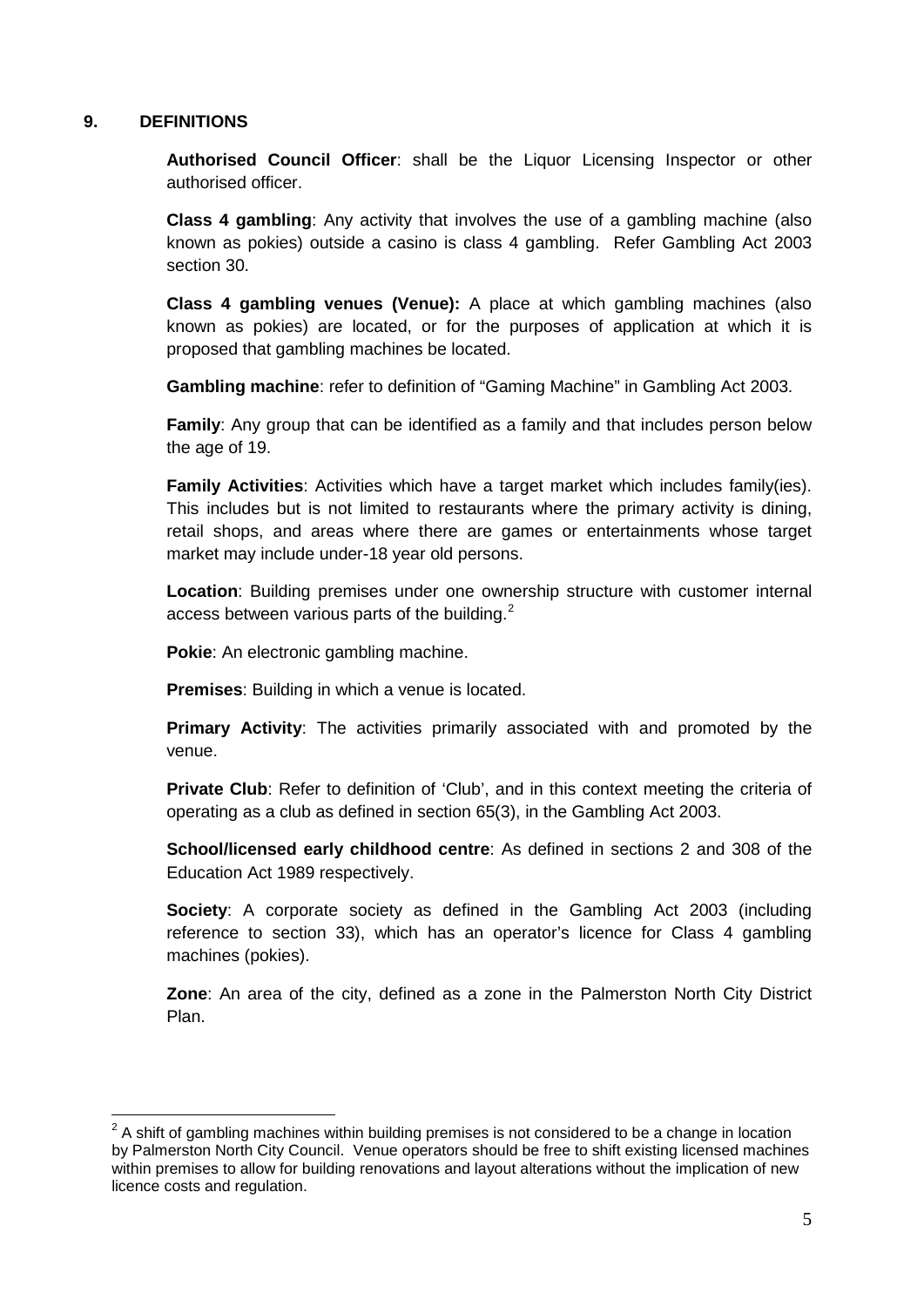## 9. DEFINITIONS

**Authorised Council Officer**: shall be the Liquor Licensing Inspector or other authorised officer.

**Class 4 gambling**: Any activity that involves the use of a gambling machine (also known as pokies) outside a casino is class 4 gambling. Refer Gambling Act 2003 section 30.

**Class 4 gambling venues (Venue):** A place at which gambling machines (also known as pokies) are located, or for the purposes of application at which it is proposed that gambling machines be located.

**Gambling machine**: refer to definition of "Gaming Machine" in Gambling Act 2003.

**Family**: Any group that can be identified as a family and that includes person below the age of 19.

**Family Activities**: Activities which have a target market which includes family(ies). This includes but is not limited to restaurants where the primary activity is dining, retail shops, and areas where there are games or entertainments whose target market may include under-18 year old persons.

**Location**: Building premises under one ownership structure with customer internal access between various parts of the building.[2]

**Pokie**: An electronic gambling machine.

**Premises**: Building in which a venue is located.

**Primary Activity**: The activities primarily associated with and promoted by the venue.

**Private Club**: Refer to definition of 'Club', and in this context meeting the criteria of operating as a club as defined in section 65(3), in the Gambling Act 2003.

**School/licensed early childhood centre**: As defined in sections 2 and 308 of the Education Act 1989 respectively.

**Society**: A corporate society as defined in the Gambling Act 2003 (including reference to section 33), which has an operator's licence for Class 4 gambling machines (pokies).

**Zone**: An area of the city, defined as a zone in the Palmerston North City District Plan.

---

[2] A shift of gambling machines within building premises is not considered to be a change in location by Palmerston North City Council. Venue operators should be free to shift existing licensed machines within premises to allow for building renovations and layout alterations without the implication of new licence costs and regulation.